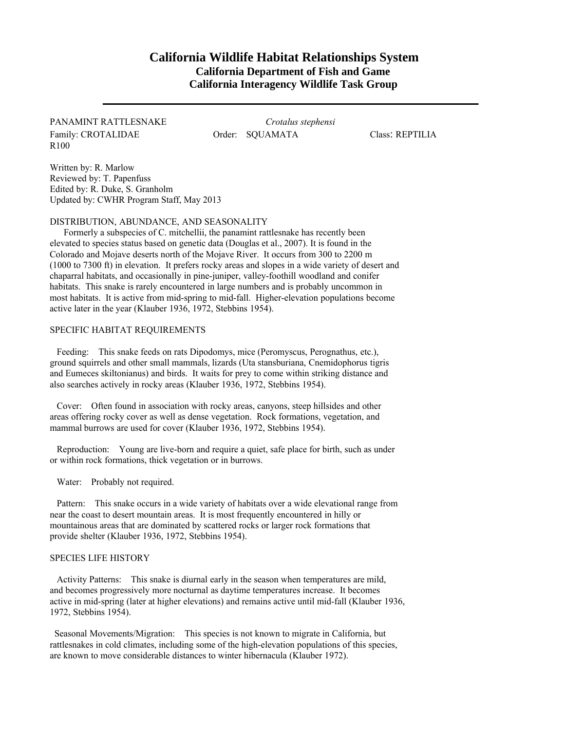# California Wildlife Habitat Relationships System

## California Department of Fish and Game
## California Interagency Wildlife Task Group

---

PANAMINT RATTLESNAKE *Crotalus stephensi*

Family: CROTALIDAE Order: SQUAMATA Class: REPTILIA

R100

Written by: R. Marlow
Reviewed by: T. Papenfuss
Edited by: R. Duke, S. Granholm
Updated by: CWHR Program Staff, May 2013

### DISTRIBUTION, ABUNDANCE, AND SEASONALITY

Formerly a subspecies of C. mitchellii, the panamint rattlesnake has recently been elevated to species status based on genetic data (Douglas et al., 2007). It is found in the Colorado and Mojave deserts north of the Mojave River. It occurs from 300 to 2200 m (1000 to 7300 ft) in elevation. It prefers rocky areas and slopes in a wide variety of desert and chaparral habitats, and occasionally in pine-juniper, valley-foothill woodland and conifer habitats. This snake is rarely encountered in large numbers and is probably uncommon in most habitats. It is active from mid-spring to mid-fall. Higher-elevation populations become active later in the year (Klauber 1936, 1972, Stebbins 1954).

### SPECIFIC HABITAT REQUIREMENTS

Feeding: This snake feeds on rats Dipodomys, mice (Peromyscus, Perognathus, etc.), ground squirrels and other small mammals, lizards (Uta stansburiana, Cnemidophorus tigris and Eumeces skiltonianus) and birds. It waits for prey to come within striking distance and also searches actively in rocky areas (Klauber 1936, 1972, Stebbins 1954).

Cover: Often found in association with rocky areas, canyons, steep hillsides and other areas offering rocky cover as well as dense vegetation. Rock formations, vegetation, and mammal burrows are used for cover (Klauber 1936, 1972, Stebbins 1954).

Reproduction: Young are live-born and require a quiet, safe place for birth, such as under or within rock formations, thick vegetation or in burrows.

Water: Probably not required.

Pattern: This snake occurs in a wide variety of habitats over a wide elevational range from near the coast to desert mountain areas. It is most frequently encountered in hilly or mountainous areas that are dominated by scattered rocks or larger rock formations that provide shelter (Klauber 1936, 1972, Stebbins 1954).

### SPECIES LIFE HISTORY

Activity Patterns: This snake is diurnal early in the season when temperatures are mild, and becomes progressively more nocturnal as daytime temperatures increase. It becomes active in mid-spring (later at higher elevations) and remains active until mid-fall (Klauber 1936, 1972, Stebbins 1954).

Seasonal Movements/Migration: This species is not known to migrate in California, but rattlesnakes in cold climates, including some of the high-elevation populations of this species, are known to move considerable distances to winter hibernacula (Klauber 1972).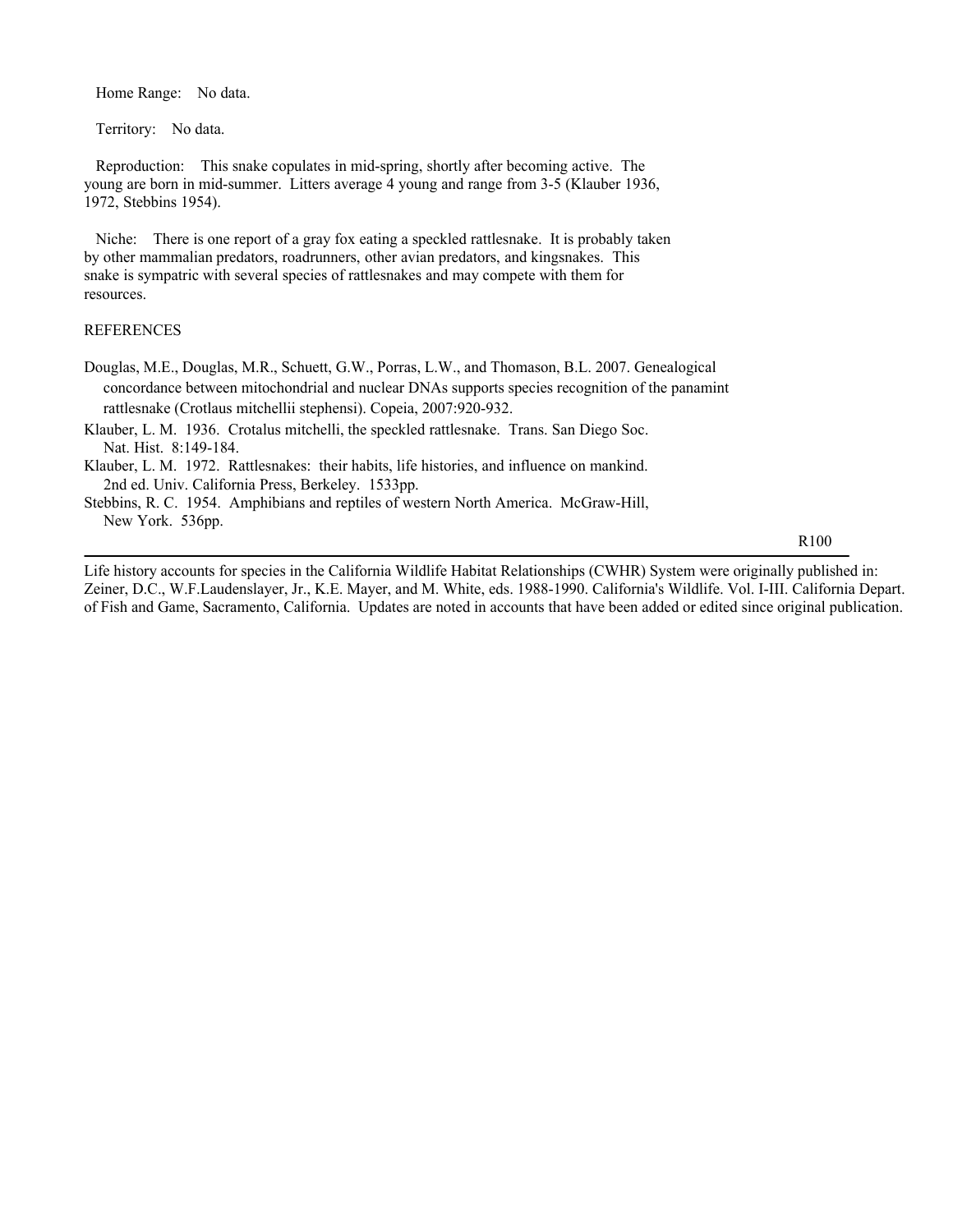Home Range: No data.

Territory: No data.

Reproduction: This snake copulates in mid-spring, shortly after becoming active. The young are born in mid-summer. Litters average 4 young and range from 3-5 (Klauber 1936, 1972, Stebbins 1954).

Niche: There is one report of a gray fox eating a speckled rattlesnake. It is probably taken by other mammalian predators, roadrunners, other avian predators, and kingsnakes. This snake is sympatric with several species of rattlesnakes and may compete with them for resources.

REFERENCES

Douglas, M.E., Douglas, M.R., Schuett, G.W., Porras, L.W., and Thomason, B.L. 2007. Genealogical concordance between mitochondrial and nuclear DNAs supports species recognition of the panamint rattlesnake (Crotlaus mitchellii stephensi). Copeia, 2007:920-932.

Klauber, L. M. 1936. Crotalus mitchelli, the speckled rattlesnake. Trans. San Diego Soc. Nat. Hist. 8:149-184.

Klauber, L. M. 1972. Rattlesnakes: their habits, life histories, and influence on mankind. 2nd ed. Univ. California Press, Berkeley. 1533pp.

Stebbins, R. C. 1954. Amphibians and reptiles of western North America. McGraw-Hill, New York. 536pp.

R100

---

Life history accounts for species in the California Wildlife Habitat Relationships (CWHR) System were originally published in: Zeiner, D.C., W.F.Laudenslayer, Jr., K.E. Mayer, and M. White, eds. 1988-1990. California's Wildlife. Vol. I-III. California Depart. of Fish and Game, Sacramento, California. Updates are noted in accounts that have been added or edited since original publication.